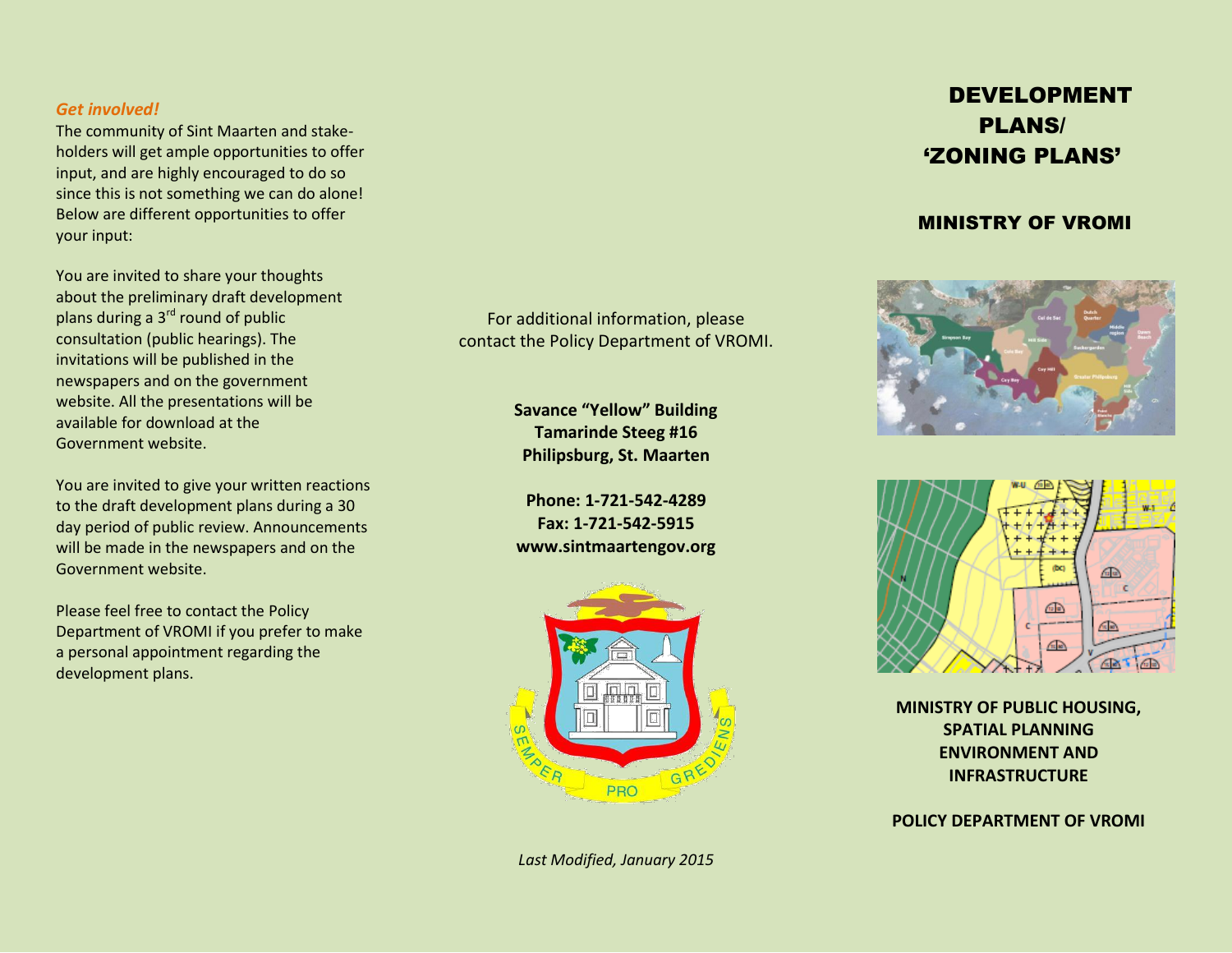***Get involved!***

The community of Sint Maarten and stakeholders will get ample opportunities to offer input, and are highly encouraged to do so since this is not something we can do alone! Below are different opportunities to offer your input:

You are invited to share your thoughts about the preliminary draft development plans during a 3rd round of public consultation (public hearings). The invitations will be published in the newspapers and on the government website. All the presentations will be available for download at the Government website.

You are invited to give your written reactions to the draft development plans during a 30 day period of public review. Announcements will be made in the newspapers and on the Government website.

Please feel free to contact the Policy Department of VROMI if you prefer to make a personal appointment regarding the development plans.

For additional information, please contact the Policy Department of VROMI.

**Savance "Yellow" Building**
**Tamarinde Steeg #16**
**Philipsburg, St. Maarten**

**Phone: 1-721-542-4289**
**Fax: 1-721-542-5915**
**www.sintmaartengov.org**

*Last Modified, January 2015*

# DEVELOPMENT PLANS/ 'ZONING PLANS'

## MINISTRY OF VROMI

**MINISTRY OF PUBLIC HOUSING, SPATIAL PLANNING ENVIRONMENT AND INFRASTRUCTURE**

**POLICY DEPARTMENT OF VROMI**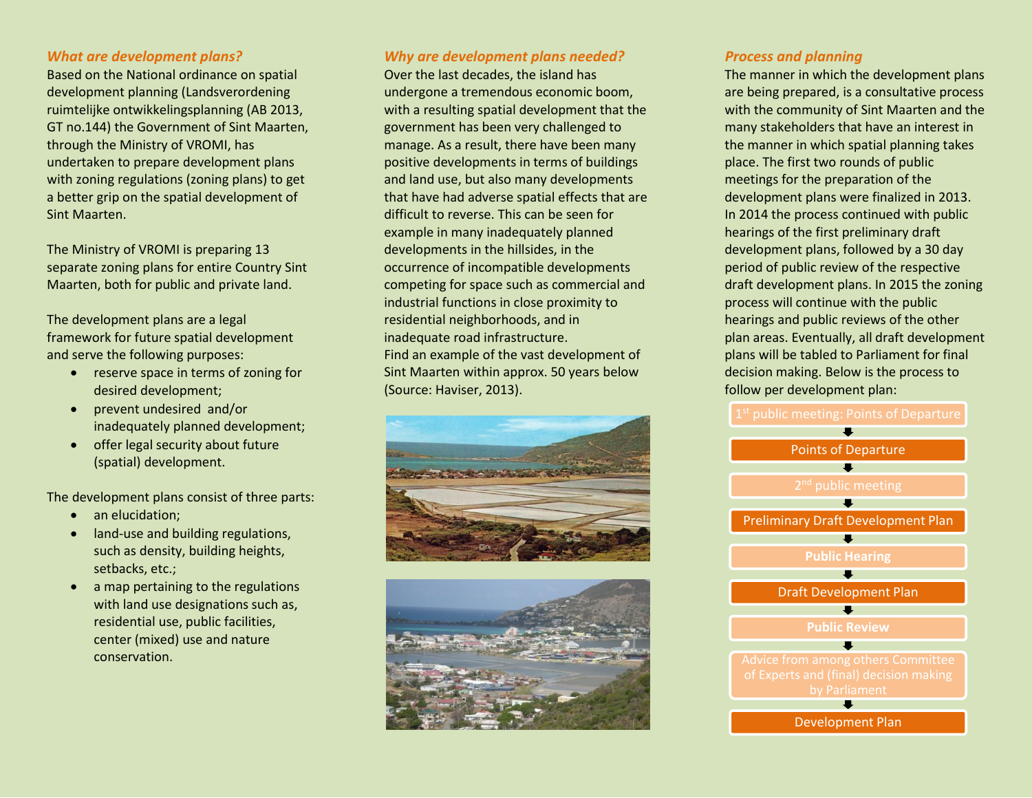### *What are development plans?*

Based on the National ordinance on spatial development planning (Landsverordening ruimtelijke ontwikkelingsplanning (AB 2013, GT no.144) the Government of Sint Maarten, through the Ministry of VROMI, has undertaken to prepare development plans with zoning regulations (zoning plans) to get a better grip on the spatial development of Sint Maarten.

The Ministry of VROMI is preparing 13 separate zoning plans for entire Country Sint Maarten, both for public and private land.

The development plans are a legal framework for future spatial development and serve the following purposes:

- reserve space in terms of zoning for desired development;
- prevent undesired and/or inadequately planned development;
- offer legal security about future (spatial) development.

The development plans consist of three parts:

- an elucidation;
- land-use and building regulations, such as density, building heights, setbacks, etc.;
- a map pertaining to the regulations with land use designations such as, residential use, public facilities, center (mixed) use and nature conservation.

### *Why are development plans needed?*

Over the last decades, the island has undergone a tremendous economic boom, with a resulting spatial development that the government has been very challenged to manage. As a result, there have been many positive developments in terms of buildings and land use, but also many developments that have had adverse spatial effects that are difficult to reverse. This can be seen for example in many inadequately planned developments in the hillsides, in the occurrence of incompatible developments competing for space such as commercial and industrial functions in close proximity to residential neighborhoods, and in inadequate road infrastructure.
Find an example of the vast development of Sint Maarten within approx. 50 years below (Source: Haviser, 2013).

### *Process and planning*

The manner in which the development plans are being prepared, is a consultative process with the community of Sint Maarten and the many stakeholders that have an interest in the manner in which spatial planning takes place. The first two rounds of public meetings for the preparation of the development plans were finalized in 2013. In 2014 the process continued with public hearings of the first preliminary draft development plans, followed by a 30 day period of public review of the respective draft development plans. In 2015 the zoning process will continue with the public hearings and public reviews of the other plan areas. Eventually, all draft development plans will be tabled to Parliament for final decision making. Below is the process to follow per development plan:

1st public meeting: Points of Departure
↓
Points of Departure
↓
2nd public meeting
↓
Preliminary Draft Development Plan
↓
**Public Hearing**
↓
Draft Development Plan
↓
**Public Review**
↓
Advice from among others Committee of Experts and (final) decision making by Parliament
↓
Development Plan